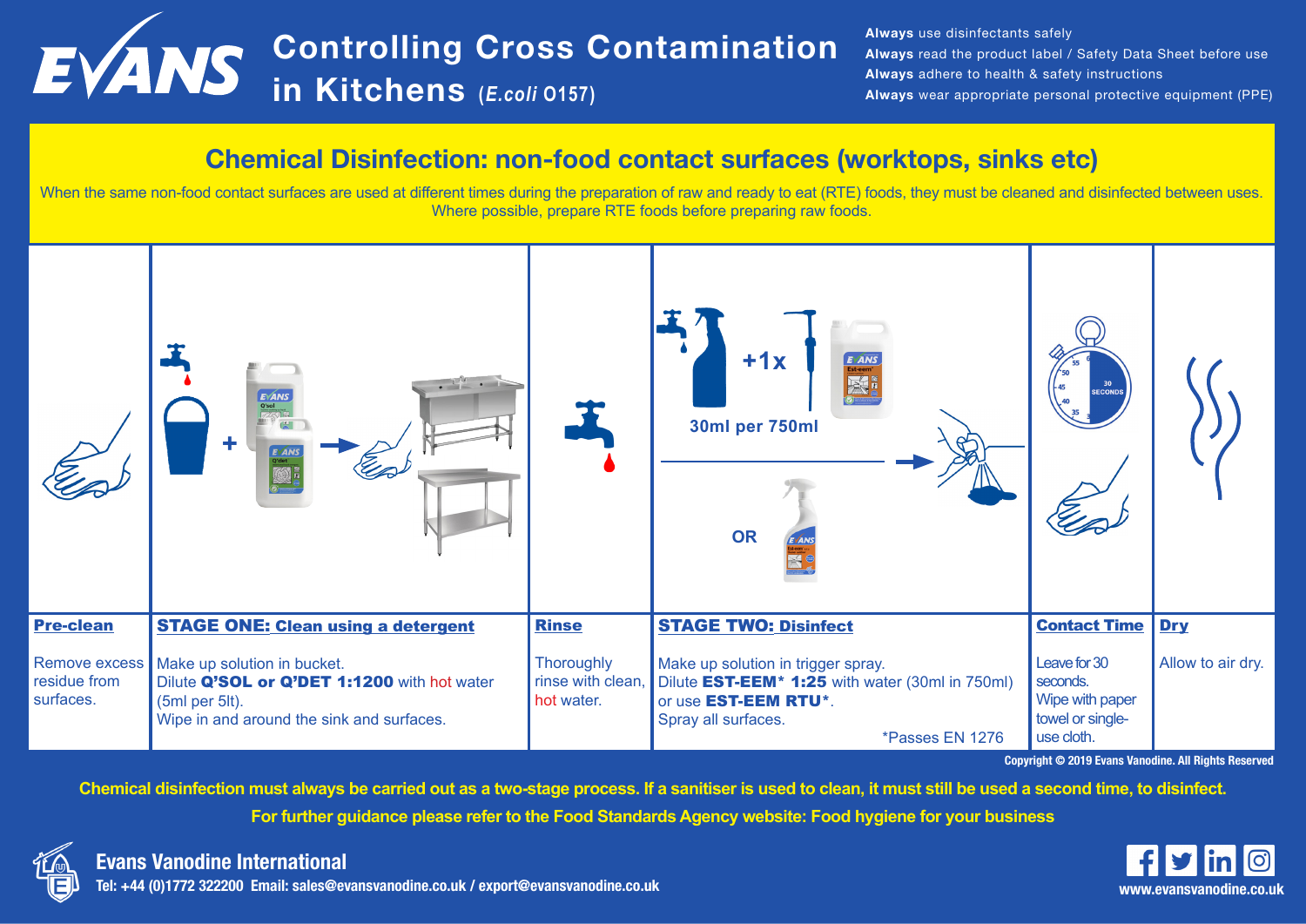# EVANS Controlling Cross Contamination in Kitchens (*E.coli* O157)

**Always** use disinfectants safely
**Always** read the product label / Safety Data Sheet before use
**Always** adhere to health & safety instructions
**Always** wear appropriate personal protective equipment (PPE)

## Chemical Disinfection: non-food contact surfaces (worktops, sinks etc)

When the same non-food contact surfaces are used at different times during the preparation of raw and ready to eat (RTE) foods, they must be cleaned and disinfected between uses. Where possible, prepare RTE foods before preparing raw foods.

| Pre-clean | STAGE ONE: Clean using a detergent | Rinse | STAGE TWO: Disinfect | Contact Time | Dry |
|---|---|---|---|---|---|
| Remove excess residue from surfaces. | Make up solution in bucket. Dilute **Q'SOL or Q'DET 1:1200** with hot water (5ml per 5lt). Wipe in and around the sink and surfaces. | Thoroughly rinse with clean, hot water. | +1x 30ml per 750ml OR Make up solution in trigger spray. Dilute **EST-EEM\* 1:25** with water (30ml in 750ml) or use **EST-EEM RTU\***. Spray all surfaces. *Passes EN 1276 | 30 SECONDS Leave for 30 seconds. Wipe with paper towel or single-use cloth. | Allow to air dry. |

Copyright © 2019 Evans Vanodine. All Rights Reserved

**Chemical disinfection must always be carried out as a two-stage process. If a sanitiser is used to clean, it must still be used a second time, to disinfect.**

**For further guidance please refer to the Food Standards Agency website: Food hygiene for your business**

**Evans Vanodine International**
**Tel: +44 (0)1772 322200 Email: sales@evansvanodine.co.uk / export@evansvanodine.co.uk**

**www.evansvanodine.co.uk**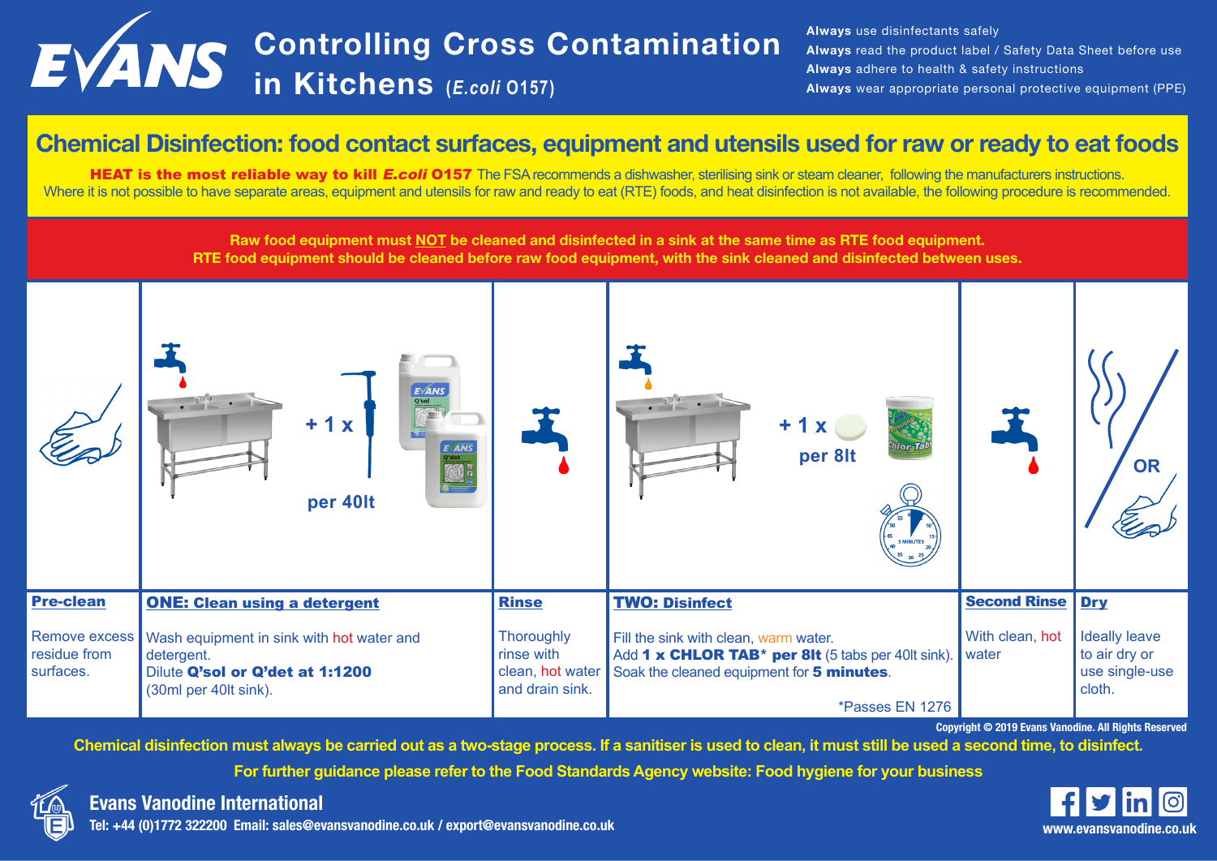# Controlling Cross Contamination in Kitchens (*E.coli* O157)

**Always** use disinfectants safely
**Always** read the product label / Safety Data Sheet before use
**Always** adhere to health & safety instructions
**Always** wear appropriate personal protective equipment (PPE)

## Chemical Disinfection: food contact surfaces, equipment and utensils used for raw or ready to eat foods

**HEAT is the most reliable way to kill *E.coli* O157** The FSA recommends a dishwasher, sterilising sink or steam cleaner, following the manufacturers instructions. Where it is not possible to have separate areas, equipment and utensils for raw and ready to eat (RTE) foods, and heat disinfection is not available, the following procedure is recommended.

**Raw food equipment must NOT be cleaned and disinfected in a sink at the same time as RTE food equipment.**
**RTE food equipment should be cleaned before raw food equipment, with the sink cleaned and disinfected between uses.**

+ 1 x per 40lt

+ 1 x per 8lt

OR

| Pre-clean | ONE: Clean using a detergent | Rinse | TWO: Disinfect | Second Rinse | Dry |
|---|---|---|---|---|---|
| Remove excess residue from surfaces. | Wash equipment in sink with hot water and detergent. Dilute **Q'sol or Q'det at 1:1200** (30ml per 40lt sink). | Thoroughly rinse with clean, hot water and drain sink. | Fill the sink with clean, warm water. Add **1 x CHLOR TAB\* per 8lt** (5 tabs per 40lt sink). Soak the cleaned equipment for **5 minutes**. \*Passes EN 1276 | With clean, hot water | Ideally leave to air dry or use single-use cloth. |

Copyright © 2019 Evans Vanodine. All Rights Reserved

**Chemical disinfection must always be carried out as a two-stage process. If a sanitiser is used to clean, it must still be used a second time, to disinfect.**

**For further guidance please refer to the Food Standards Agency website: Food hygiene for your business**

**Evans Vanodine International**
**Tel: +44 (0)1772 322200 Email: sales@evansvanodine.co.uk / export@evansvanodine.co.uk**

www.evansvanodine.co.uk